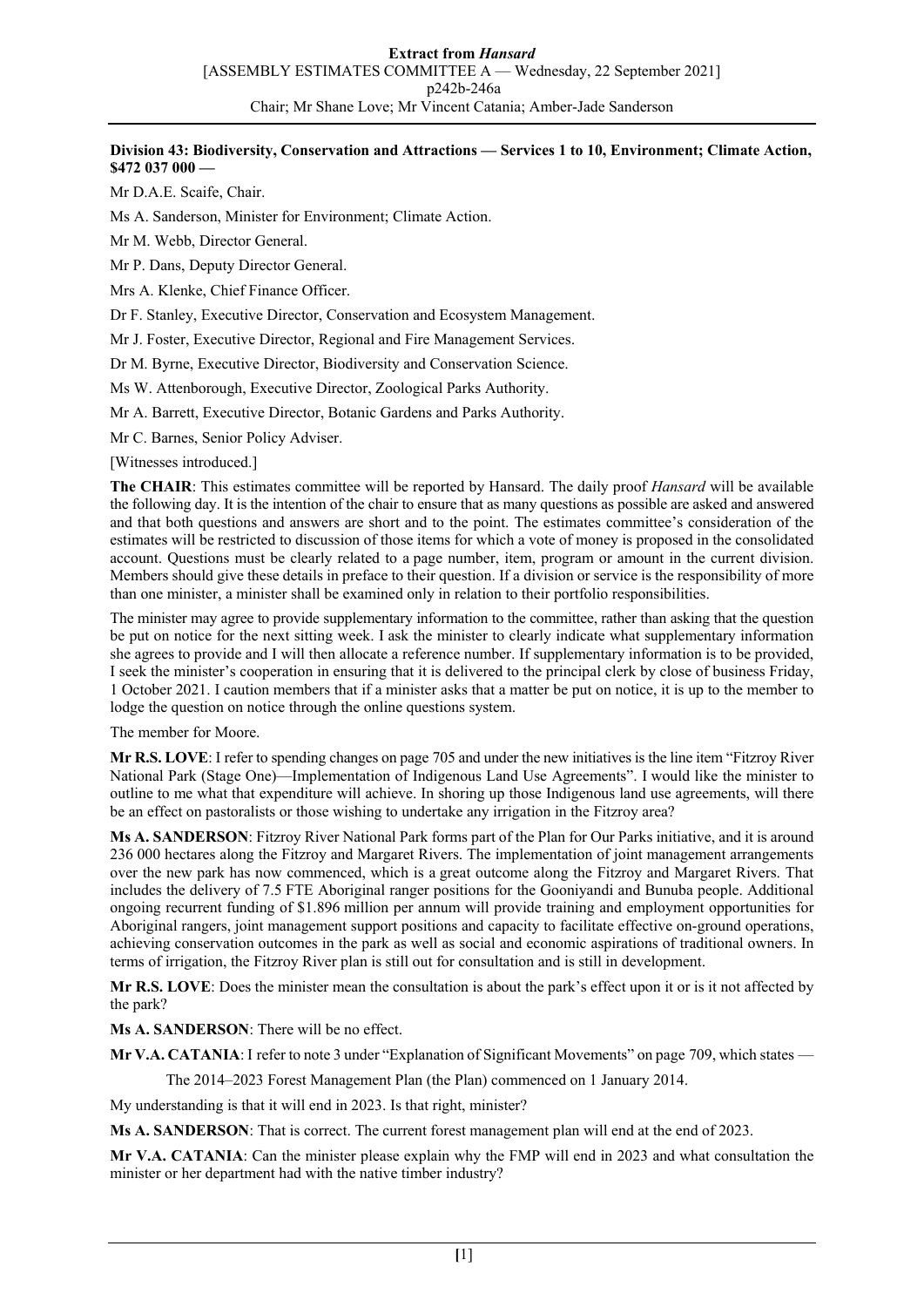**Division 43: Biodiversity, Conservation and Attractions — Services 1 to 10, Environment; Climate Action, $472 037 000 —**

Mr D.A.E. Scaife, Chair.

Ms A. Sanderson, Minister for Environment; Climate Action.

Mr M. Webb, Director General.

Mr P. Dans, Deputy Director General.

Mrs A. Klenke, Chief Finance Officer.

Dr F. Stanley, Executive Director, Conservation and Ecosystem Management.

Mr J. Foster, Executive Director, Regional and Fire Management Services.

Dr M. Byrne, Executive Director, Biodiversity and Conservation Science.

Ms W. Attenborough, Executive Director, Zoological Parks Authority.

Mr A. Barrett, Executive Director, Botanic Gardens and Parks Authority.

Mr C. Barnes, Senior Policy Adviser.

[Witnesses introduced.]

**The CHAIR**: This estimates committee will be reported by Hansard. The daily proof *Hansard* will be available the following day. It is the intention of the chair to ensure that as many questions as possible are asked and answered and that both questions and answers are short and to the point. The estimates committee's consideration of the estimates will be restricted to discussion of those items for which a vote of money is proposed in the consolidated account. Questions must be clearly related to a page number, item, program or amount in the current division. Members should give these details in preface to their question. If a division or service is the responsibility of more than one minister, a minister shall be examined only in relation to their portfolio responsibilities.

The minister may agree to provide supplementary information to the committee, rather than asking that the question be put on notice for the next sitting week. I ask the minister to clearly indicate what supplementary information she agrees to provide and I will then allocate a reference number. If supplementary information is to be provided, I seek the minister's cooperation in ensuring that it is delivered to the principal clerk by close of business Friday, 1 October 2021. I caution members that if a minister asks that a matter be put on notice, it is up to the member to lodge the question on notice through the online questions system.

The member for Moore.

**Mr R.S. LOVE**: I refer to spending changes on page 705 and under the new initiatives is the line item "Fitzroy River National Park (Stage One)—Implementation of Indigenous Land Use Agreements". I would like the minister to outline to me what that expenditure will achieve. In shoring up those Indigenous land use agreements, will there be an effect on pastoralists or those wishing to undertake any irrigation in the Fitzroy area?

**Ms A. SANDERSON**: Fitzroy River National Park forms part of the Plan for Our Parks initiative, and it is around 236 000 hectares along the Fitzroy and Margaret Rivers. The implementation of joint management arrangements over the new park has now commenced, which is a great outcome along the Fitzroy and Margaret Rivers. That includes the delivery of 7.5 FTE Aboriginal ranger positions for the Gooniyandi and Bunuba people. Additional ongoing recurrent funding of $1.896 million per annum will provide training and employment opportunities for Aboriginal rangers, joint management support positions and capacity to facilitate effective on-ground operations, achieving conservation outcomes in the park as well as social and economic aspirations of traditional owners. In terms of irrigation, the Fitzroy River plan is still out for consultation and is still in development.

**Mr R.S. LOVE**: Does the minister mean the consultation is about the park's effect upon it or is it not affected by the park?

**Ms A. SANDERSON**: There will be no effect.

**Mr V.A. CATANIA**: I refer to note 3 under "Explanation of Significant Movements" on page 709, which states —

> The 2014–2023 Forest Management Plan (the Plan) commenced on 1 January 2014.

My understanding is that it will end in 2023. Is that right, minister?

**Ms A. SANDERSON**: That is correct. The current forest management plan will end at the end of 2023.

**Mr V.A. CATANIA**: Can the minister please explain why the FMP will end in 2023 and what consultation the minister or her department had with the native timber industry?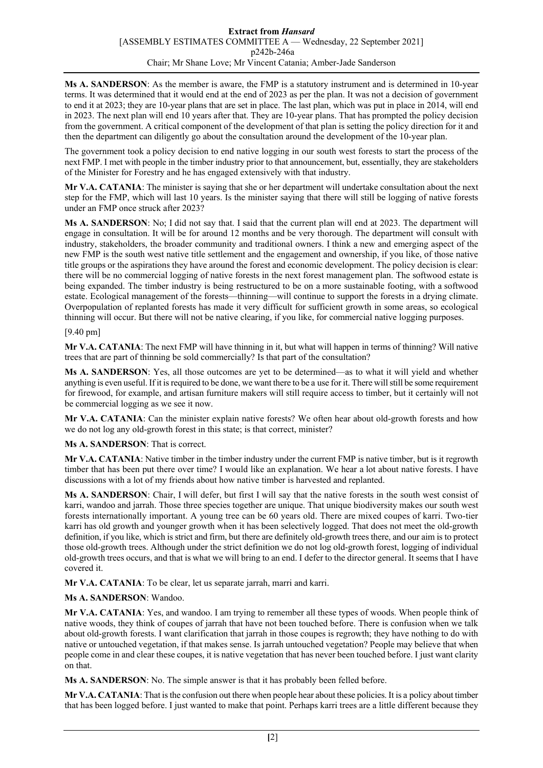**Ms A. SANDERSON**: As the member is aware, the FMP is a statutory instrument and is determined in 10-year terms. It was determined that it would end at the end of 2023 as per the plan. It was not a decision of government to end it at 2023; they are 10-year plans that are set in place. The last plan, which was put in place in 2014, will end in 2023. The next plan will end 10 years after that. They are 10-year plans. That has prompted the policy decision from the government. A critical component of the development of that plan is setting the policy direction for it and then the department can diligently go about the consultation around the development of the 10-year plan.

The government took a policy decision to end native logging in our south west forests to start the process of the next FMP. I met with people in the timber industry prior to that announcement, but, essentially, they are stakeholders of the Minister for Forestry and he has engaged extensively with that industry.

**Mr V.A. CATANIA**: The minister is saying that she or her department will undertake consultation about the next step for the FMP, which will last 10 years. Is the minister saying that there will still be logging of native forests under an FMP once struck after 2023?

**Ms A. SANDERSON**: No; I did not say that. I said that the current plan will end at 2023. The department will engage in consultation. It will be for around 12 months and be very thorough. The department will consult with industry, stakeholders, the broader community and traditional owners. I think a new and emerging aspect of the new FMP is the south west native title settlement and the engagement and ownership, if you like, of those native title groups or the aspirations they have around the forest and economic development. The policy decision is clear: there will be no commercial logging of native forests in the next forest management plan. The softwood estate is being expanded. The timber industry is being restructured to be on a more sustainable footing, with a softwood estate. Ecological management of the forests—thinning—will continue to support the forests in a drying climate. Overpopulation of replanted forests has made it very difficult for sufficient growth in some areas, so ecological thinning will occur. But there will not be native clearing, if you like, for commercial native logging purposes.

[9.40 pm]

**Mr V.A. CATANIA**: The next FMP will have thinning in it, but what will happen in terms of thinning? Will native trees that are part of thinning be sold commercially? Is that part of the consultation?

**Ms A. SANDERSON**: Yes, all those outcomes are yet to be determined—as to what it will yield and whether anything is even useful. If it is required to be done, we want there to be a use for it. There will still be some requirement for firewood, for example, and artisan furniture makers will still require access to timber, but it certainly will not be commercial logging as we see it now.

**Mr V.A. CATANIA**: Can the minister explain native forests? We often hear about old-growth forests and how we do not log any old-growth forest in this state; is that correct, minister?

**Ms A. SANDERSON**: That is correct.

**Mr V.A. CATANIA**: Native timber in the timber industry under the current FMP is native timber, but is it regrowth timber that has been put there over time? I would like an explanation. We hear a lot about native forests. I have discussions with a lot of my friends about how native timber is harvested and replanted.

**Ms A. SANDERSON**: Chair, I will defer, but first I will say that the native forests in the south west consist of karri, wandoo and jarrah. Those three species together are unique. That unique biodiversity makes our south west forests internationally important. A young tree can be 60 years old. There are mixed coupes of karri. Two-tier karri has old growth and younger growth when it has been selectively logged. That does not meet the old-growth definition, if you like, which is strict and firm, but there are definitely old-growth trees there, and our aim is to protect those old-growth trees. Although under the strict definition we do not log old-growth forest, logging of individual old-growth trees occurs, and that is what we will bring to an end. I defer to the director general. It seems that I have covered it.

**Mr V.A. CATANIA**: To be clear, let us separate jarrah, marri and karri.

**Ms A. SANDERSON**: Wandoo.

**Mr V.A. CATANIA**: Yes, and wandoo. I am trying to remember all these types of woods. When people think of native woods, they think of coupes of jarrah that have not been touched before. There is confusion when we talk about old-growth forests. I want clarification that jarrah in those coupes is regrowth; they have nothing to do with native or untouched vegetation, if that makes sense. Is jarrah untouched vegetation? People may believe that when people come in and clear these coupes, it is native vegetation that has never been touched before. I just want clarity on that.

**Ms A. SANDERSON**: No. The simple answer is that it has probably been felled before.

**Mr V.A. CATANIA**: That is the confusion out there when people hear about these policies. It is a policy about timber that has been logged before. I just wanted to make that point. Perhaps karri trees are a little different because they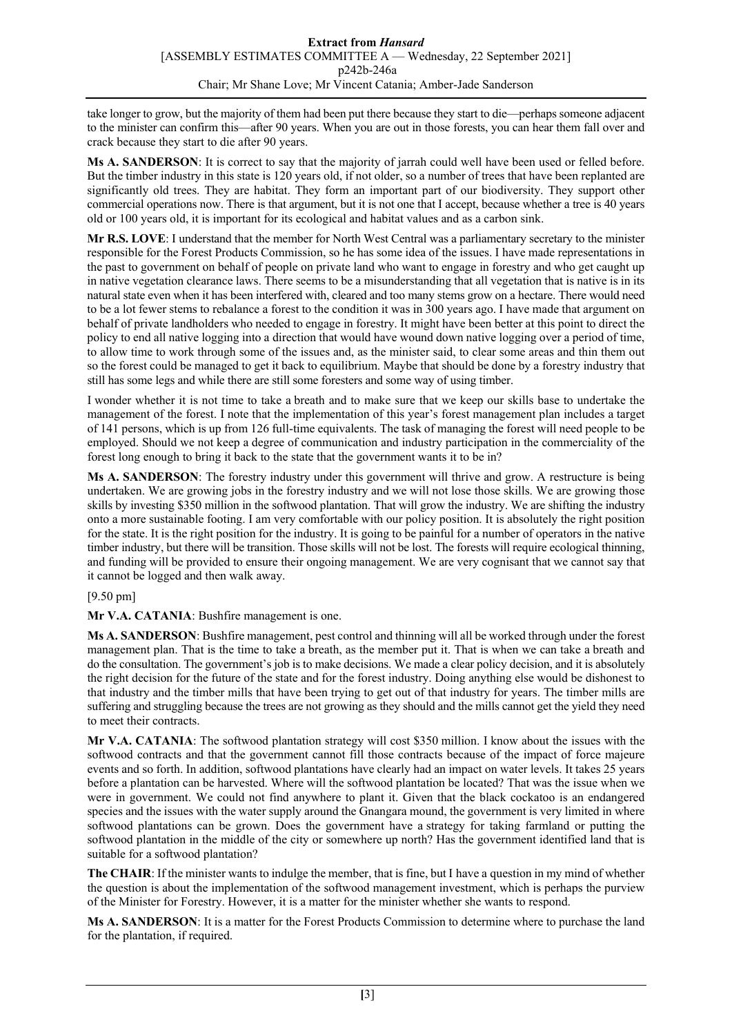take longer to grow, but the majority of them had been put there because they start to die—perhaps someone adjacent to the minister can confirm this—after 90 years. When you are out in those forests, you can hear them fall over and crack because they start to die after 90 years.

**Ms A. SANDERSON**: It is correct to say that the majority of jarrah could well have been used or felled before. But the timber industry in this state is 120 years old, if not older, so a number of trees that have been replanted are significantly old trees. They are habitat. They form an important part of our biodiversity. They support other commercial operations now. There is that argument, but it is not one that I accept, because whether a tree is 40 years old or 100 years old, it is important for its ecological and habitat values and as a carbon sink.

**Mr R.S. LOVE**: I understand that the member for North West Central was a parliamentary secretary to the minister responsible for the Forest Products Commission, so he has some idea of the issues. I have made representations in the past to government on behalf of people on private land who want to engage in forestry and who get caught up in native vegetation clearance laws. There seems to be a misunderstanding that all vegetation that is native is in its natural state even when it has been interfered with, cleared and too many stems grow on a hectare. There would need to be a lot fewer stems to rebalance a forest to the condition it was in 300 years ago. I have made that argument on behalf of private landholders who needed to engage in forestry. It might have been better at this point to direct the policy to end all native logging into a direction that would have wound down native logging over a period of time, to allow time to work through some of the issues and, as the minister said, to clear some areas and thin them out so the forest could be managed to get it back to equilibrium. Maybe that should be done by a forestry industry that still has some legs and while there are still some foresters and some way of using timber.

I wonder whether it is not time to take a breath and to make sure that we keep our skills base to undertake the management of the forest. I note that the implementation of this year's forest management plan includes a target of 141 persons, which is up from 126 full-time equivalents. The task of managing the forest will need people to be employed. Should we not keep a degree of communication and industry participation in the commerciality of the forest long enough to bring it back to the state that the government wants it to be in?

**Ms A. SANDERSON**: The forestry industry under this government will thrive and grow. A restructure is being undertaken. We are growing jobs in the forestry industry and we will not lose those skills. We are growing those skills by investing $350 million in the softwood plantation. That will grow the industry. We are shifting the industry onto a more sustainable footing. I am very comfortable with our policy position. It is absolutely the right position for the state. It is the right position for the industry. It is going to be painful for a number of operators in the native timber industry, but there will be transition. Those skills will not be lost. The forests will require ecological thinning, and funding will be provided to ensure their ongoing management. We are very cognisant that we cannot say that it cannot be logged and then walk away.

[9.50 pm]

**Mr V.A. CATANIA**: Bushfire management is one.

**Ms A. SANDERSON**: Bushfire management, pest control and thinning will all be worked through under the forest management plan. That is the time to take a breath, as the member put it. That is when we can take a breath and do the consultation. The government's job is to make decisions. We made a clear policy decision, and it is absolutely the right decision for the future of the state and for the forest industry. Doing anything else would be dishonest to that industry and the timber mills that have been trying to get out of that industry for years. The timber mills are suffering and struggling because the trees are not growing as they should and the mills cannot get the yield they need to meet their contracts.

**Mr V.A. CATANIA**: The softwood plantation strategy will cost $350 million. I know about the issues with the softwood contracts and that the government cannot fill those contracts because of the impact of force majeure events and so forth. In addition, softwood plantations have clearly had an impact on water levels. It takes 25 years before a plantation can be harvested. Where will the softwood plantation be located? That was the issue when we were in government. We could not find anywhere to plant it. Given that the black cockatoo is an endangered species and the issues with the water supply around the Gnangara mound, the government is very limited in where softwood plantations can be grown. Does the government have a strategy for taking farmland or putting the softwood plantation in the middle of the city or somewhere up north? Has the government identified land that is suitable for a softwood plantation?

**The CHAIR**: If the minister wants to indulge the member, that is fine, but I have a question in my mind of whether the question is about the implementation of the softwood management investment, which is perhaps the purview of the Minister for Forestry. However, it is a matter for the minister whether she wants to respond.

**Ms A. SANDERSON**: It is a matter for the Forest Products Commission to determine where to purchase the land for the plantation, if required.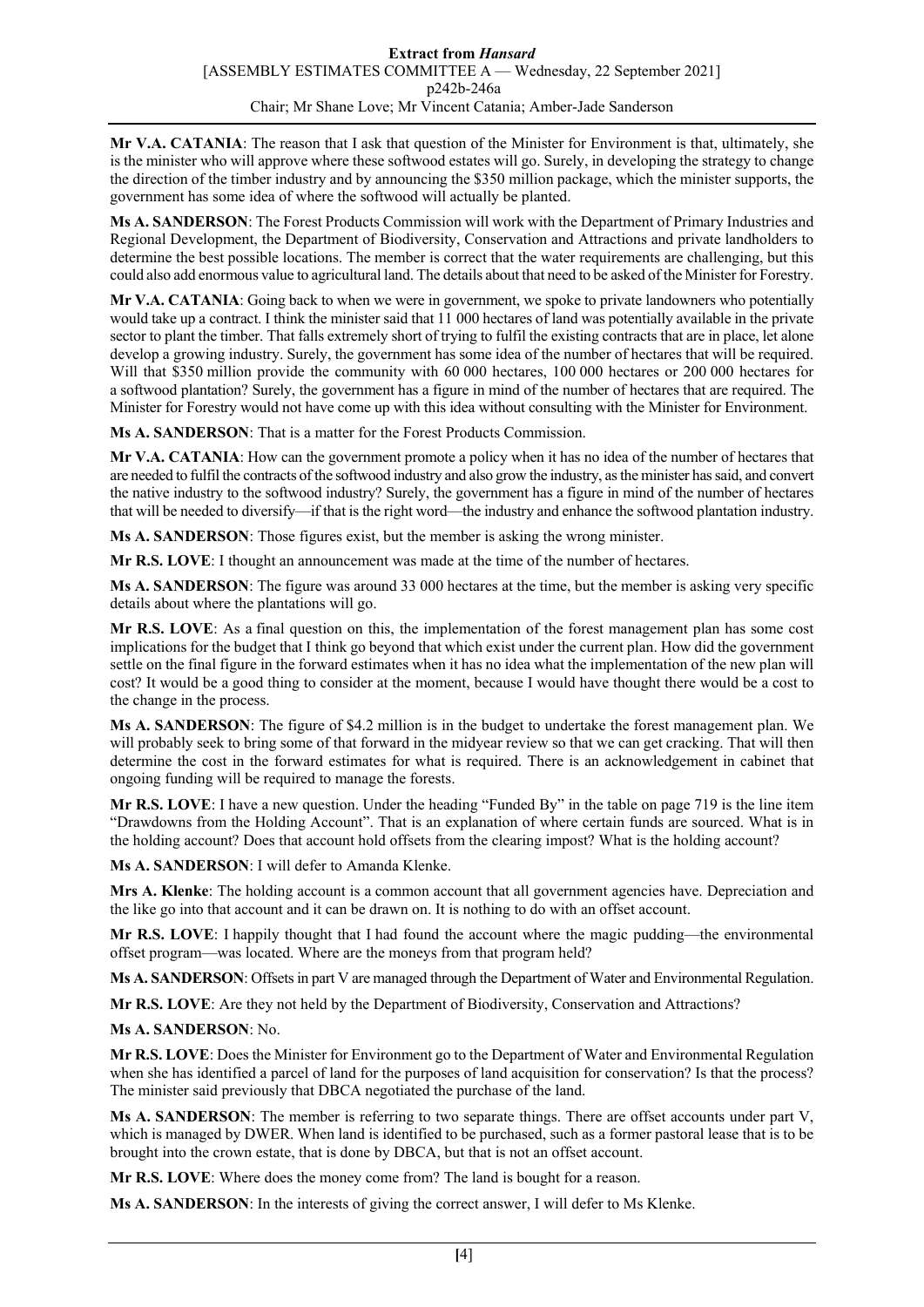**Mr V.A. CATANIA**: The reason that I ask that question of the Minister for Environment is that, ultimately, she is the minister who will approve where these softwood estates will go. Surely, in developing the strategy to change the direction of the timber industry and by announcing the $350 million package, which the minister supports, the government has some idea of where the softwood will actually be planted.

**Ms A. SANDERSON**: The Forest Products Commission will work with the Department of Primary Industries and Regional Development, the Department of Biodiversity, Conservation and Attractions and private landholders to determine the best possible locations. The member is correct that the water requirements are challenging, but this could also add enormous value to agricultural land. The details about that need to be asked of the Minister for Forestry.

**Mr V.A. CATANIA**: Going back to when we were in government, we spoke to private landowners who potentially would take up a contract. I think the minister said that 11 000 hectares of land was potentially available in the private sector to plant the timber. That falls extremely short of trying to fulfil the existing contracts that are in place, let alone develop a growing industry. Surely, the government has some idea of the number of hectares that will be required. Will that $350 million provide the community with 60 000 hectares, 100 000 hectares or 200 000 hectares for a softwood plantation? Surely, the government has a figure in mind of the number of hectares that are required. The Minister for Forestry would not have come up with this idea without consulting with the Minister for Environment.

**Ms A. SANDERSON**: That is a matter for the Forest Products Commission.

**Mr V.A. CATANIA**: How can the government promote a policy when it has no idea of the number of hectares that are needed to fulfil the contracts of the softwood industry and also grow the industry, as the minister has said, and convert the native industry to the softwood industry? Surely, the government has a figure in mind of the number of hectares that will be needed to diversify—if that is the right word—the industry and enhance the softwood plantation industry.

**Ms A. SANDERSON**: Those figures exist, but the member is asking the wrong minister.

**Mr R.S. LOVE**: I thought an announcement was made at the time of the number of hectares.

**Ms A. SANDERSON**: The figure was around 33 000 hectares at the time, but the member is asking very specific details about where the plantations will go.

**Mr R.S. LOVE**: As a final question on this, the implementation of the forest management plan has some cost implications for the budget that I think go beyond that which exist under the current plan. How did the government settle on the final figure in the forward estimates when it has no idea what the implementation of the new plan will cost? It would be a good thing to consider at the moment, because I would have thought there would be a cost to the change in the process.

**Ms A. SANDERSON**: The figure of $4.2 million is in the budget to undertake the forest management plan. We will probably seek to bring some of that forward in the midyear review so that we can get cracking. That will then determine the cost in the forward estimates for what is required. There is an acknowledgement in cabinet that ongoing funding will be required to manage the forests.

**Mr R.S. LOVE**: I have a new question. Under the heading "Funded By" in the table on page 719 is the line item "Drawdowns from the Holding Account". That is an explanation of where certain funds are sourced. What is in the holding account? Does that account hold offsets from the clearing impost? What is the holding account?

**Ms A. SANDERSON**: I will defer to Amanda Klenke.

**Mrs A. Klenke**: The holding account is a common account that all government agencies have. Depreciation and the like go into that account and it can be drawn on. It is nothing to do with an offset account.

**Mr R.S. LOVE**: I happily thought that I had found the account where the magic pudding—the environmental offset program—was located. Where are the moneys from that program held?

**Ms A. SANDERSON**: Offsets in part V are managed through the Department of Water and Environmental Regulation.

**Mr R.S. LOVE**: Are they not held by the Department of Biodiversity, Conservation and Attractions?

**Ms A. SANDERSON**: No.

**Mr R.S. LOVE**: Does the Minister for Environment go to the Department of Water and Environmental Regulation when she has identified a parcel of land for the purposes of land acquisition for conservation? Is that the process? The minister said previously that DBCA negotiated the purchase of the land.

**Ms A. SANDERSON**: The member is referring to two separate things. There are offset accounts under part V, which is managed by DWER. When land is identified to be purchased, such as a former pastoral lease that is to be brought into the crown estate, that is done by DBCA, but that is not an offset account.

**Mr R.S. LOVE**: Where does the money come from? The land is bought for a reason.

**Ms A. SANDERSON**: In the interests of giving the correct answer, I will defer to Ms Klenke.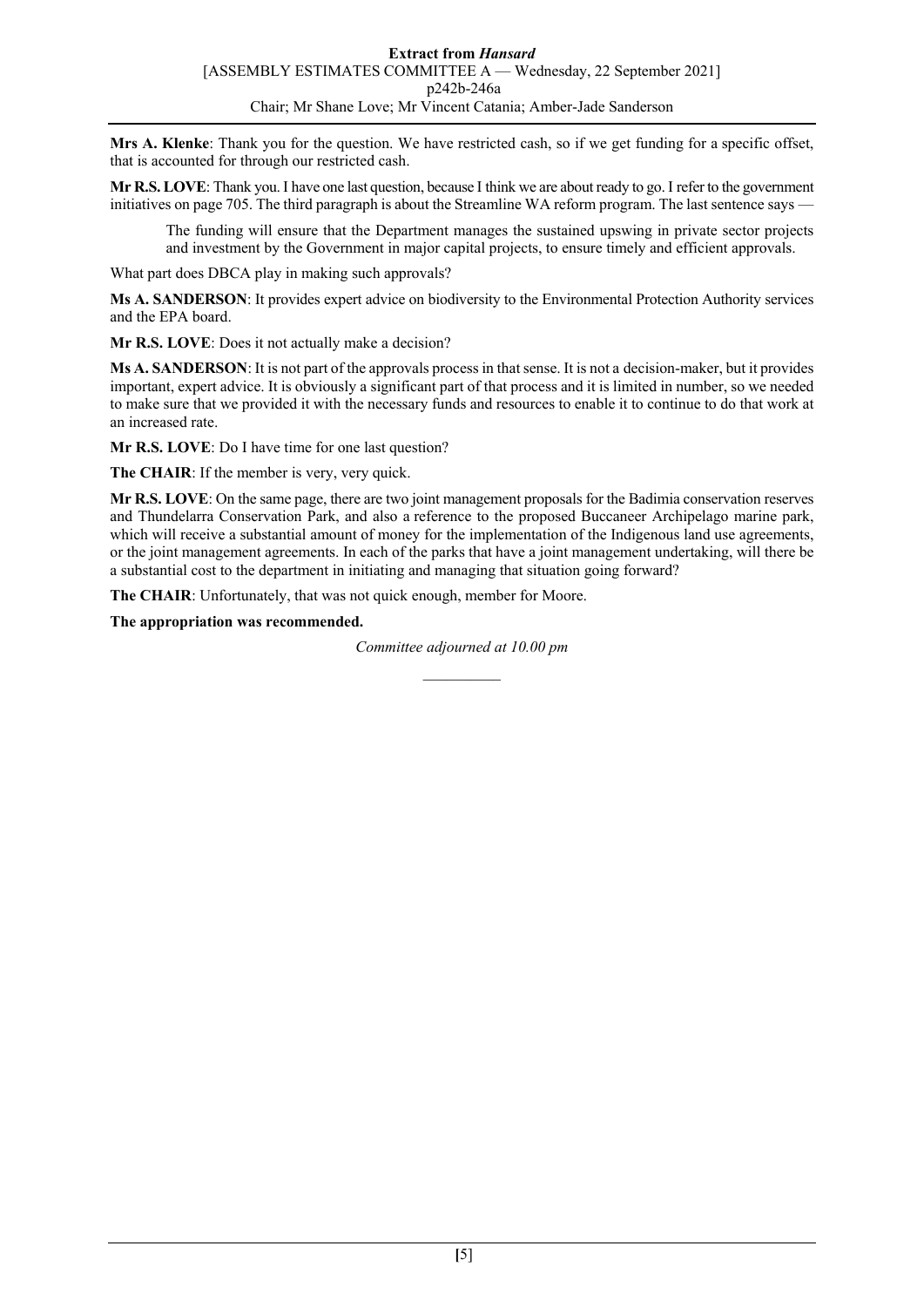**Mrs A. Klenke**: Thank you for the question. We have restricted cash, so if we get funding for a specific offset, that is accounted for through our restricted cash.

**Mr R.S. LOVE**: Thank you. I have one last question, because I think we are about ready to go. I refer to the government initiatives on page 705. The third paragraph is about the Streamline WA reform program. The last sentence says —

> The funding will ensure that the Department manages the sustained upswing in private sector projects and investment by the Government in major capital projects, to ensure timely and efficient approvals.

What part does DBCA play in making such approvals?

**Ms A. SANDERSON**: It provides expert advice on biodiversity to the Environmental Protection Authority services and the EPA board.

**Mr R.S. LOVE**: Does it not actually make a decision?

**Ms A. SANDERSON**: It is not part of the approvals process in that sense. It is not a decision-maker, but it provides important, expert advice. It is obviously a significant part of that process and it is limited in number, so we needed to make sure that we provided it with the necessary funds and resources to enable it to continue to do that work at an increased rate.

**Mr R.S. LOVE**: Do I have time for one last question?

**The CHAIR**: If the member is very, very quick.

**Mr R.S. LOVE**: On the same page, there are two joint management proposals for the Badimia conservation reserves and Thundelarra Conservation Park, and also a reference to the proposed Buccaneer Archipelago marine park, which will receive a substantial amount of money for the implementation of the Indigenous land use agreements, or the joint management agreements. In each of the parks that have a joint management undertaking, will there be a substantial cost to the department in initiating and managing that situation going forward?

**The CHAIR**: Unfortunately, that was not quick enough, member for Moore.

**The appropriation was recommended.**

*Committee adjourned at 10.00 pm*